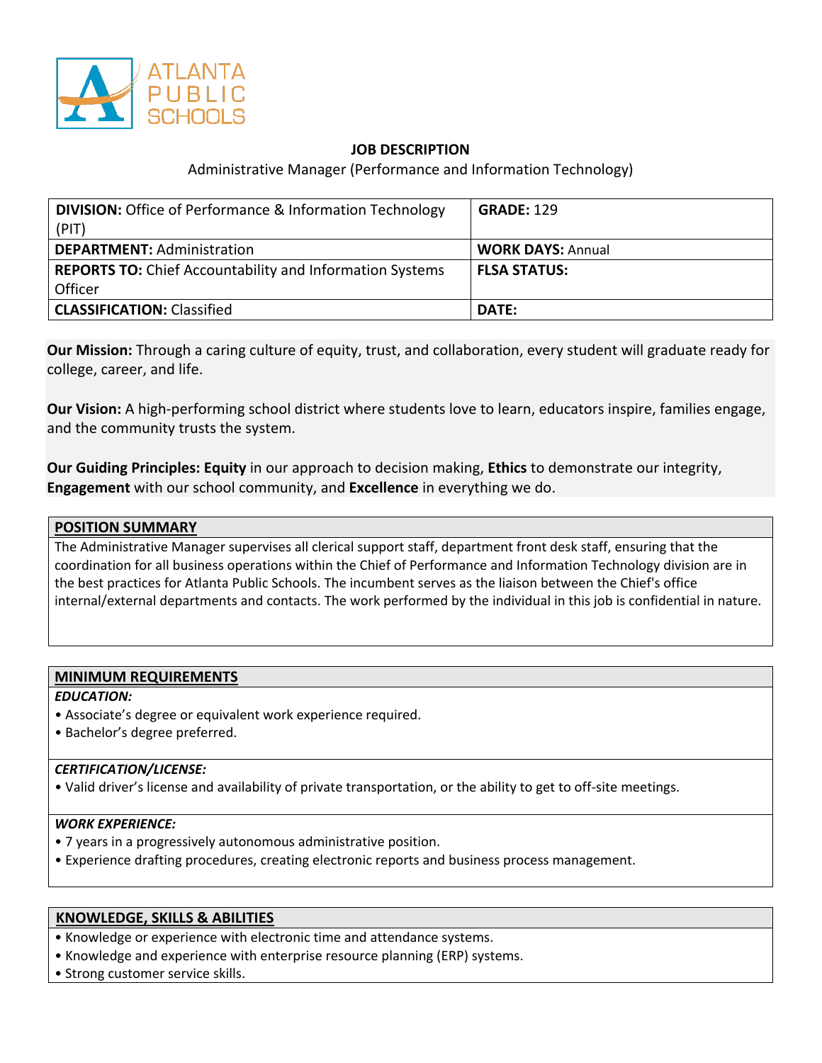ATLANTA PUBLIC SCHOOLS

# JOB DESCRIPTION

Administrative Manager (Performance and Information Technology)

| | |
|---|---|
| **DIVISION:** Office of Performance & Information Technology (PIT) | **GRADE:** 129 |
| **DEPARTMENT:** Administration | **WORK DAYS:** Annual |
| **REPORTS TO:** Chief Accountability and Information Systems Officer | **FLSA STATUS:** |
| **CLASSIFICATION:** Classified | **DATE:** |

**Our Mission:** Through a caring culture of equity, trust, and collaboration, every student will graduate ready for college, career, and life.

**Our Vision:** A high-performing school district where students love to learn, educators inspire, families engage, and the community trusts the system.

**Our Guiding Principles: Equity** in our approach to decision making, **Ethics** to demonstrate our integrity, **Engagement** with our school community, and **Excellence** in everything we do.

## POSITION SUMMARY

The Administrative Manager supervises all clerical support staff, department front desk staff, ensuring that the coordination for all business operations within the Chief of Performance and Information Technology division are in the best practices for Atlanta Public Schools. The incumbent serves as the liaison between the Chief's office internal/external departments and contacts. The work performed by the individual in this job is confidential in nature.

## MINIMUM REQUIREMENTS

***EDUCATION:***

- Associate's degree or equivalent work experience required.
- Bachelor's degree preferred.

***CERTIFICATION/LICENSE:***

- Valid driver's license and availability of private transportation, or the ability to get to off-site meetings.

***WORK EXPERIENCE:***

- 7 years in a progressively autonomous administrative position.
- Experience drafting procedures, creating electronic reports and business process management.

## KNOWLEDGE, SKILLS & ABILITIES

- Knowledge or experience with electronic time and attendance systems.
- Knowledge and experience with enterprise resource planning (ERP) systems.
- Strong customer service skills.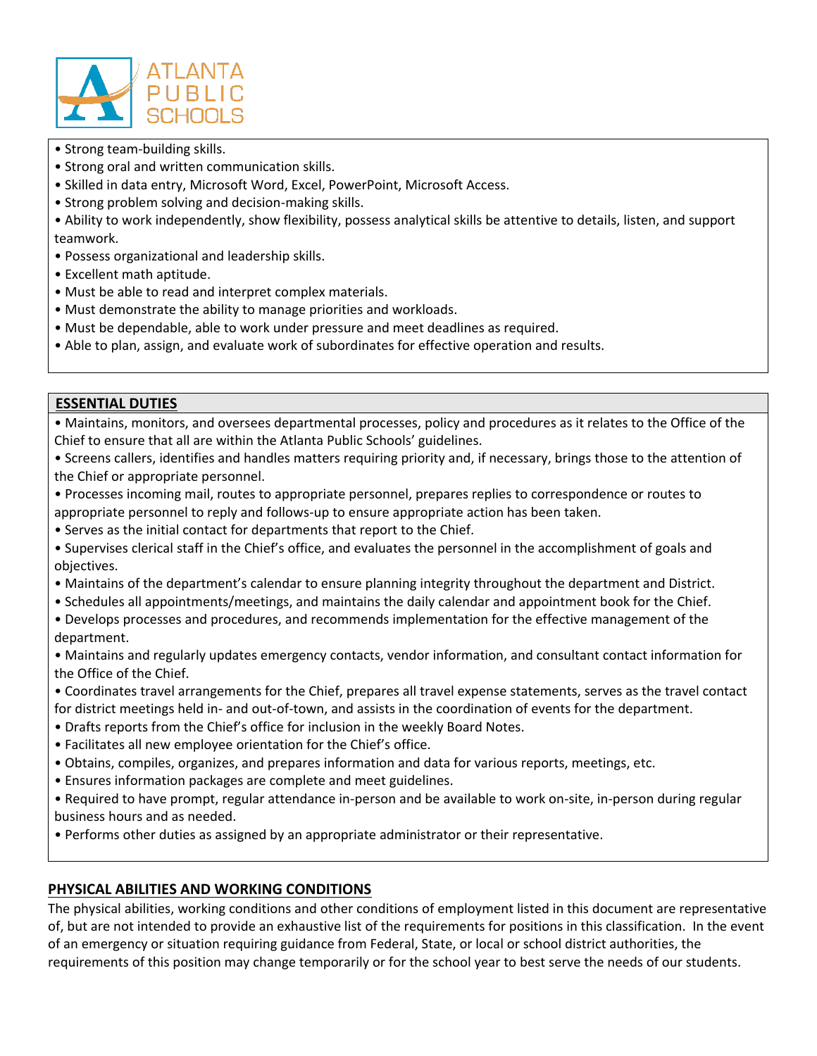- Strong team-building skills.
- Strong oral and written communication skills.
- Skilled in data entry, Microsoft Word, Excel, PowerPoint, Microsoft Access.
- Strong problem solving and decision-making skills.
- Ability to work independently, show flexibility, possess analytical skills be attentive to details, listen, and support teamwork.
- Possess organizational and leadership skills.
- Excellent math aptitude.
- Must be able to read and interpret complex materials.
- Must demonstrate the ability to manage priorities and workloads.
- Must be dependable, able to work under pressure and meet deadlines as required.
- Able to plan, assign, and evaluate work of subordinates for effective operation and results.

## ESSENTIAL DUTIES

- Maintains, monitors, and oversees departmental processes, policy and procedures as it relates to the Office of the Chief to ensure that all are within the Atlanta Public Schools' guidelines.
- Screens callers, identifies and handles matters requiring priority and, if necessary, brings those to the attention of the Chief or appropriate personnel.
- Processes incoming mail, routes to appropriate personnel, prepares replies to correspondence or routes to appropriate personnel to reply and follows-up to ensure appropriate action has been taken.
- Serves as the initial contact for departments that report to the Chief.
- Supervises clerical staff in the Chief's office, and evaluates the personnel in the accomplishment of goals and objectives.
- Maintains of the department's calendar to ensure planning integrity throughout the department and District.
- Schedules all appointments/meetings, and maintains the daily calendar and appointment book for the Chief.
- Develops processes and procedures, and recommends implementation for the effective management of the department.
- Maintains and regularly updates emergency contacts, vendor information, and consultant contact information for the Office of the Chief.
- Coordinates travel arrangements for the Chief, prepares all travel expense statements, serves as the travel contact for district meetings held in- and out-of-town, and assists in the coordination of events for the department.
- Drafts reports from the Chief's office for inclusion in the weekly Board Notes.
- Facilitates all new employee orientation for the Chief's office.
- Obtains, compiles, organizes, and prepares information and data for various reports, meetings, etc.
- Ensures information packages are complete and meet guidelines.
- Required to have prompt, regular attendance in-person and be available to work on-site, in-person during regular business hours and as needed.
- Performs other duties as assigned by an appropriate administrator or their representative.

## PHYSICAL ABILITIES AND WORKING CONDITIONS

The physical abilities, working conditions and other conditions of employment listed in this document are representative of, but are not intended to provide an exhaustive list of the requirements for positions in this classification. In the event of an emergency or situation requiring guidance from Federal, State, or local or school district authorities, the requirements of this position may change temporarily or for the school year to best serve the needs of our students.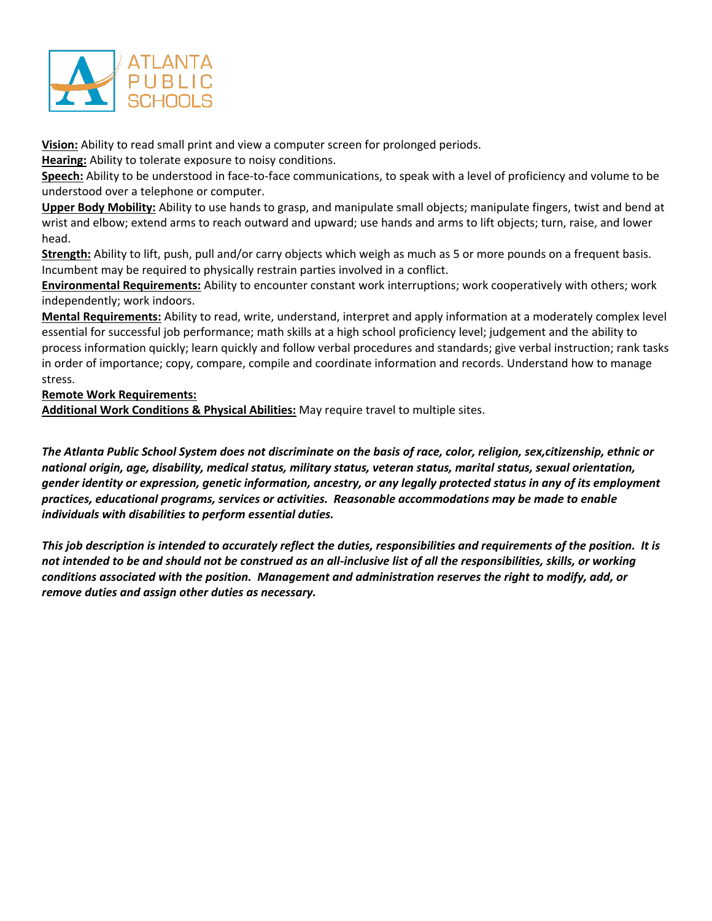**Vision:** Ability to read small print and view a computer screen for prolonged periods.
**Hearing:** Ability to tolerate exposure to noisy conditions.
**Speech:** Ability to be understood in face-to-face communications, to speak with a level of proficiency and volume to be understood over a telephone or computer.
**Upper Body Mobility:** Ability to use hands to grasp, and manipulate small objects; manipulate fingers, twist and bend at wrist and elbow; extend arms to reach outward and upward; use hands and arms to lift objects; turn, raise, and lower head.
**Strength:** Ability to lift, push, pull and/or carry objects which weigh as much as 5 or more pounds on a frequent basis. Incumbent may be required to physically restrain parties involved in a conflict.
**Environmental Requirements:** Ability to encounter constant work interruptions; work cooperatively with others; work independently; work indoors.
**Mental Requirements:** Ability to read, write, understand, interpret and apply information at a moderately complex level essential for successful job performance; math skills at a high school proficiency level; judgement and the ability to process information quickly; learn quickly and follow verbal procedures and standards; give verbal instruction; rank tasks in order of importance; copy, compare, compile and coordinate information and records. Understand how to manage stress.
**Remote Work Requirements:**
**Additional Work Conditions & Physical Abilities:** May require travel to multiple sites.

***The Atlanta Public School System does not discriminate on the basis of race, color, religion, sex,citizenship, ethnic or national origin, age, disability, medical status, military status, veteran status, marital status, sexual orientation, gender identity or expression, genetic information, ancestry, or any legally protected status in any of its employment practices, educational programs, services or activities. Reasonable accommodations may be made to enable individuals with disabilities to perform essential duties.***

***This job description is intended to accurately reflect the duties, responsibilities and requirements of the position. It is not intended to be and should not be construed as an all-inclusive list of all the responsibilities, skills, or working conditions associated with the position. Management and administration reserves the right to modify, add, or remove duties and assign other duties as necessary.***